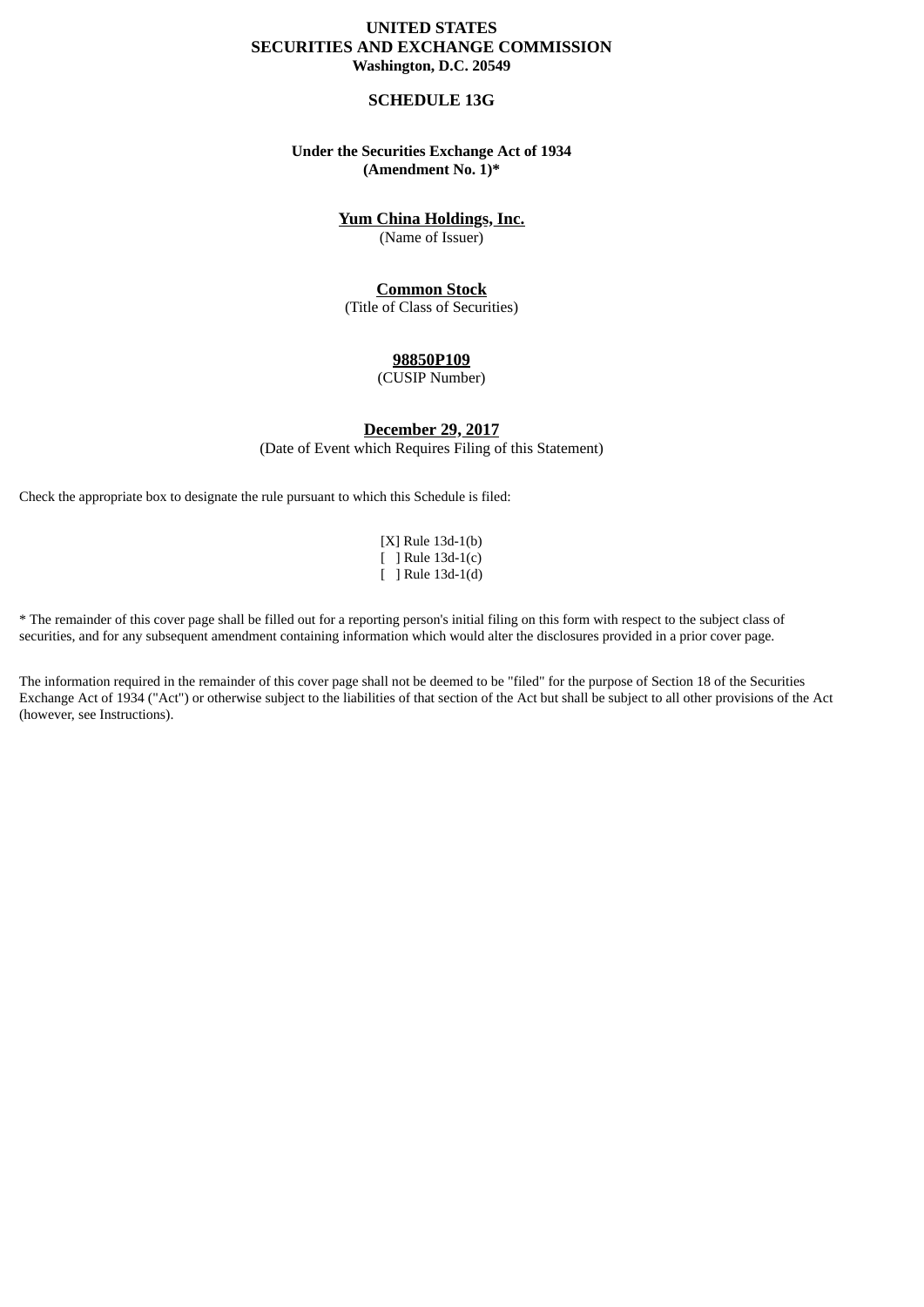**UNITED STATES**
**SECURITIES AND EXCHANGE COMMISSION**
**Washington, D.C. 20549**

# SCHEDULE 13G

**Under the Securities Exchange Act of 1934**
**(Amendment No. 1)***

**Yum China Holdings, Inc.**
(Name of Issuer)

**Common Stock**
(Title of Class of Securities)

**98850P109**
(CUSIP Number)

**December 29, 2017**
(Date of Event which Requires Filing of this Statement)

Check the appropriate box to designate the rule pursuant to which this Schedule is filed:

[X] Rule 13d-1(b)
[ ] Rule 13d-1(c)
[ ] Rule 13d-1(d)

* The remainder of this cover page shall be filled out for a reporting person's initial filing on this form with respect to the subject class of securities, and for any subsequent amendment containing information which would alter the disclosures provided in a prior cover page.

The information required in the remainder of this cover page shall not be deemed to be "filed" for the purpose of Section 18 of the Securities Exchange Act of 1934 ("Act") or otherwise subject to the liabilities of that section of the Act but shall be subject to all other provisions of the Act (however, see Instructions).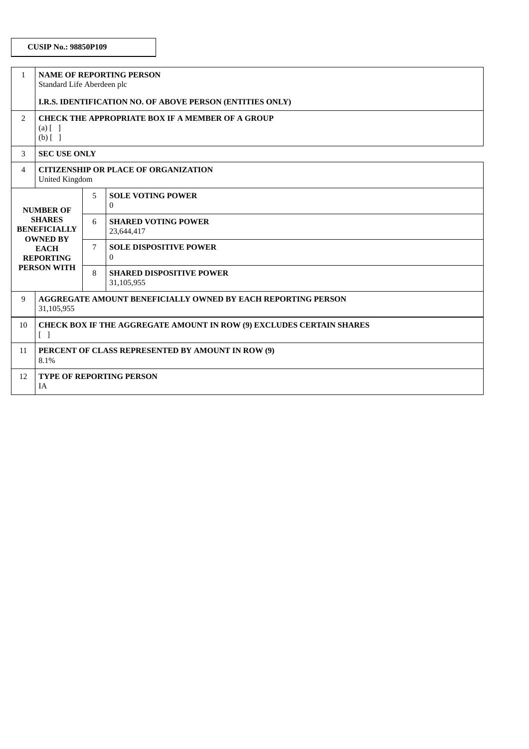**CUSIP No.: 98850P109**

| | | | |
|---|---|---|---|
| 1 | **NAME OF REPORTING PERSON**<br>Standard Life Aberdeen plc<br><br>**I.R.S. IDENTIFICATION NO. OF ABOVE PERSON (ENTITIES ONLY)** | | |
| 2 | **CHECK THE APPROPRIATE BOX IF A MEMBER OF A GROUP**<br>(a) [ ]<br>(b) [ ] | | |
| 3 | **SEC USE ONLY** | | |
| 4 | **CITIZENSHIP OR PLACE OF ORGANIZATION**<br>United Kingdom | | |
| **NUMBER OF SHARES BENEFICIALLY OWNED BY EACH REPORTING PERSON WITH** | | 5 | **SOLE VOTING POWER**<br>0 |
| | | 6 | **SHARED VOTING POWER**<br>23,644,417 |
| | | 7 | **SOLE DISPOSITIVE POWER**<br>0 |
| | | 8 | **SHARED DISPOSITIVE POWER**<br>31,105,955 |
| 9 | **AGGREGATE AMOUNT BENEFICIALLY OWNED BY EACH REPORTING PERSON**<br>31,105,955 | | |
| 10 | **CHECK BOX IF THE AGGREGATE AMOUNT IN ROW (9) EXCLUDES CERTAIN SHARES**<br>[ ] | | |
| 11 | **PERCENT OF CLASS REPRESENTED BY AMOUNT IN ROW (9)**<br>8.1% | | |
| 12 | **TYPE OF REPORTING PERSON**<br>IA | | |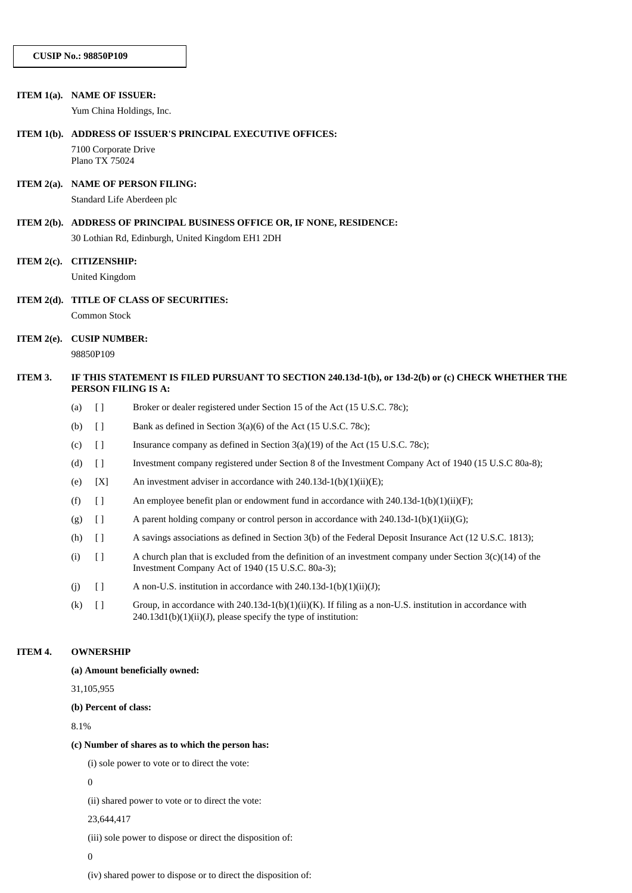**CUSIP No.: 98850P109**

**ITEM 1(a). NAME OF ISSUER:**

Yum China Holdings, Inc.

**ITEM 1(b). ADDRESS OF ISSUER'S PRINCIPAL EXECUTIVE OFFICES:**

7100 Corporate Drive
Plano TX 75024

**ITEM 2(a). NAME OF PERSON FILING:**

Standard Life Aberdeen plc

**ITEM 2(b). ADDRESS OF PRINCIPAL BUSINESS OFFICE OR, IF NONE, RESIDENCE:**

30 Lothian Rd, Edinburgh, United Kingdom EH1 2DH

**ITEM 2(c). CITIZENSHIP:**

United Kingdom

**ITEM 2(d). TITLE OF CLASS OF SECURITIES:**

Common Stock

**ITEM 2(e). CUSIP NUMBER:**

98850P109

**ITEM 3. IF THIS STATEMENT IS FILED PURSUANT TO SECTION 240.13d-1(b), or 13d-2(b) or (c) CHECK WHETHER THE PERSON FILING IS A:**

(a) [ ] Broker or dealer registered under Section 15 of the Act (15 U.S.C. 78c);

(b) [ ] Bank as defined in Section 3(a)(6) of the Act (15 U.S.C. 78c);

(c) [ ] Insurance company as defined in Section 3(a)(19) of the Act (15 U.S.C. 78c);

(d) [ ] Investment company registered under Section 8 of the Investment Company Act of 1940 (15 U.S.C 80a-8);

(e) [X] An investment adviser in accordance with 240.13d-1(b)(1)(ii)(E);

(f) [ ] An employee benefit plan or endowment fund in accordance with 240.13d-1(b)(1)(ii)(F);

(g) [ ] A parent holding company or control person in accordance with 240.13d-1(b)(1)(ii)(G);

(h) [ ] A savings associations as defined in Section 3(b) of the Federal Deposit Insurance Act (12 U.S.C. 1813);

(i) [ ] A church plan that is excluded from the definition of an investment company under Section 3(c)(14) of the Investment Company Act of 1940 (15 U.S.C. 80a-3);

(j) [ ] A non-U.S. institution in accordance with 240.13d-1(b)(1)(ii)(J);

(k) [ ] Group, in accordance with 240.13d-1(b)(1)(ii)(K). If filing as a non-U.S. institution in accordance with 240.13d1(b)(1)(ii)(J), please specify the type of institution:

**ITEM 4. OWNERSHIP**

**(a) Amount beneficially owned:**

31,105,955

**(b) Percent of class:**

8.1%

**(c) Number of shares as to which the person has:**

(i) sole power to vote or to direct the vote:

0

(ii) shared power to vote or to direct the vote:

23,644,417

(iii) sole power to dispose or direct the disposition of:

0

(iv) shared power to dispose or to direct the disposition of: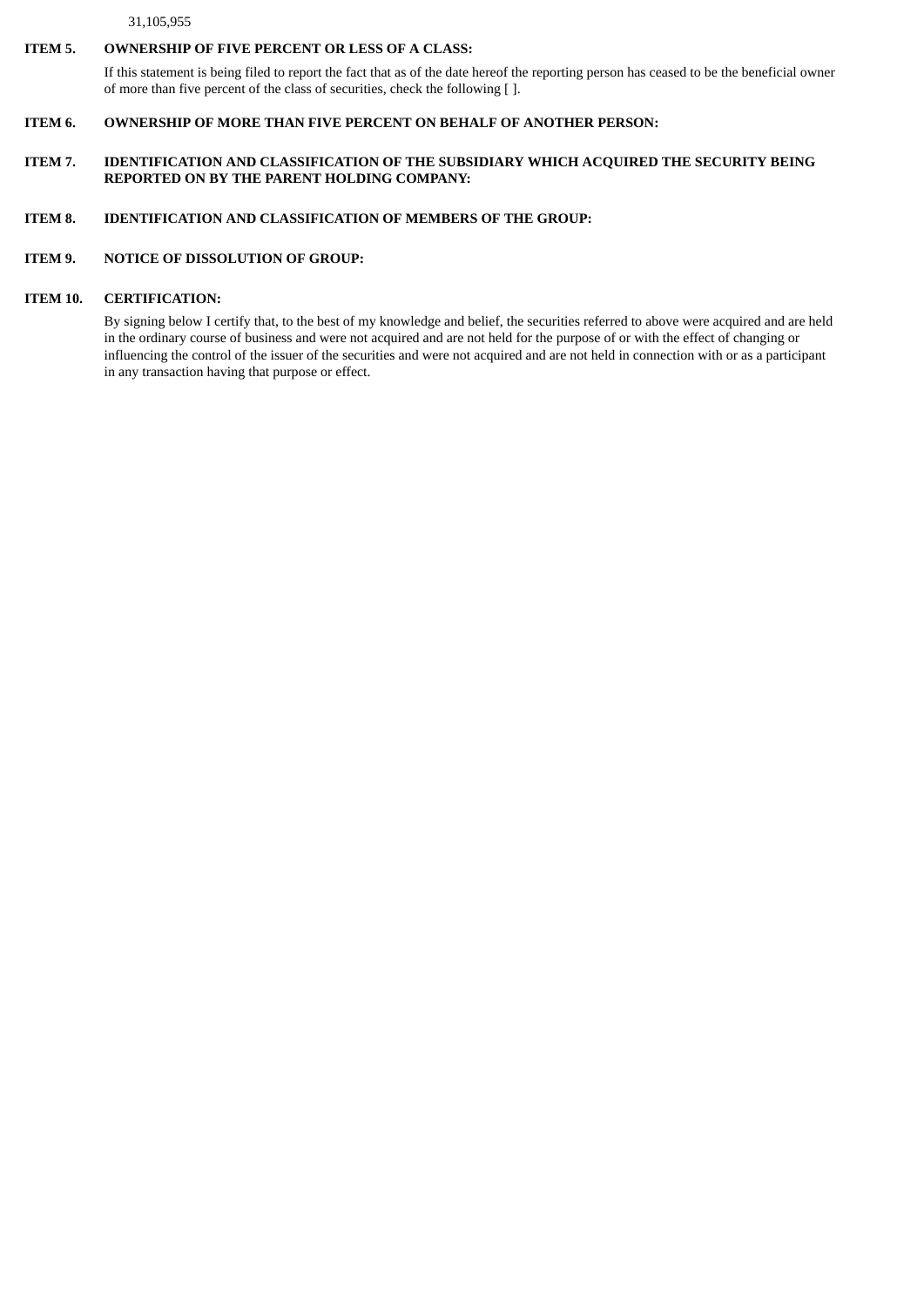31,105,955

**ITEM 5. OWNERSHIP OF FIVE PERCENT OR LESS OF A CLASS:**

If this statement is being filed to report the fact that as of the date hereof the reporting person has ceased to be the beneficial owner of more than five percent of the class of securities, check the following [ ].

**ITEM 6. OWNERSHIP OF MORE THAN FIVE PERCENT ON BEHALF OF ANOTHER PERSON:**

**ITEM 7. IDENTIFICATION AND CLASSIFICATION OF THE SUBSIDIARY WHICH ACQUIRED THE SECURITY BEING REPORTED ON BY THE PARENT HOLDING COMPANY:**

**ITEM 8. IDENTIFICATION AND CLASSIFICATION OF MEMBERS OF THE GROUP:**

**ITEM 9. NOTICE OF DISSOLUTION OF GROUP:**

**ITEM 10. CERTIFICATION:**

By signing below I certify that, to the best of my knowledge and belief, the securities referred to above were acquired and are held in the ordinary course of business and were not acquired and are not held for the purpose of or with the effect of changing or influencing the control of the issuer of the securities and were not acquired and are not held in connection with or as a participant in any transaction having that purpose or effect.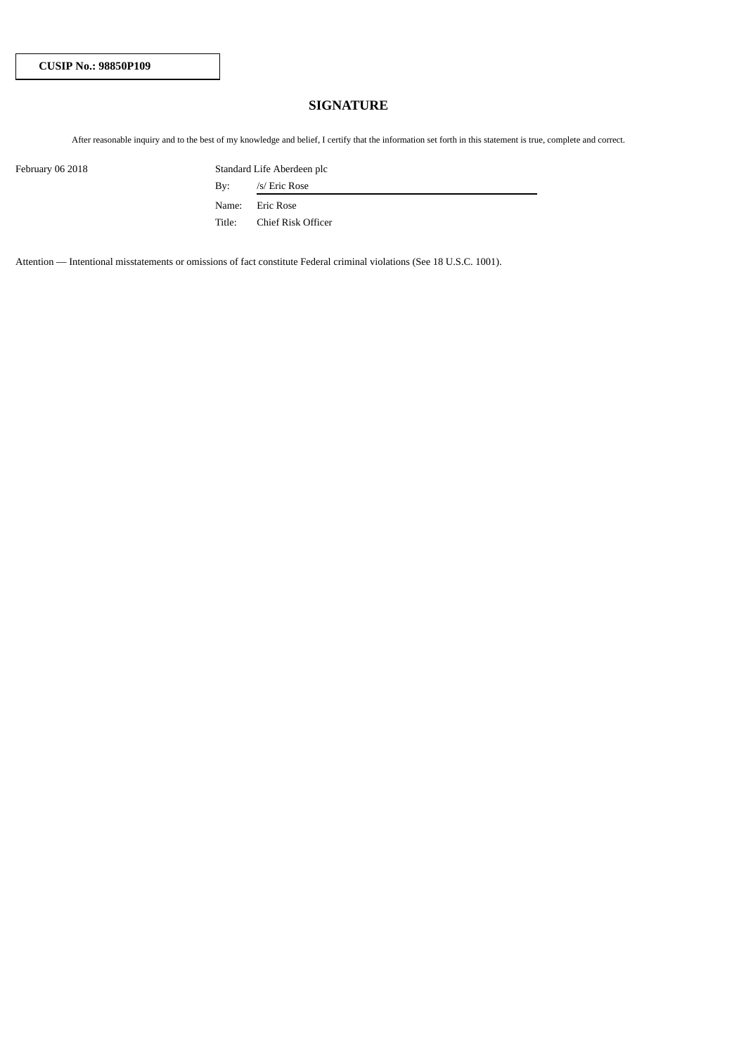**CUSIP No.: 98850P109**

## SIGNATURE

After reasonable inquiry and to the best of my knowledge and belief, I certify that the information set forth in this statement is true, complete and correct.

| | | |
|---|---|---|
| February 06 2018 | Standard Life Aberdeen plc | |
| | By: | /s/ Eric Rose |
| | Name: | Eric Rose |
| | Title: | Chief Risk Officer |

Attention — Intentional misstatements or omissions of fact constitute Federal criminal violations (See 18 U.S.C. 1001).